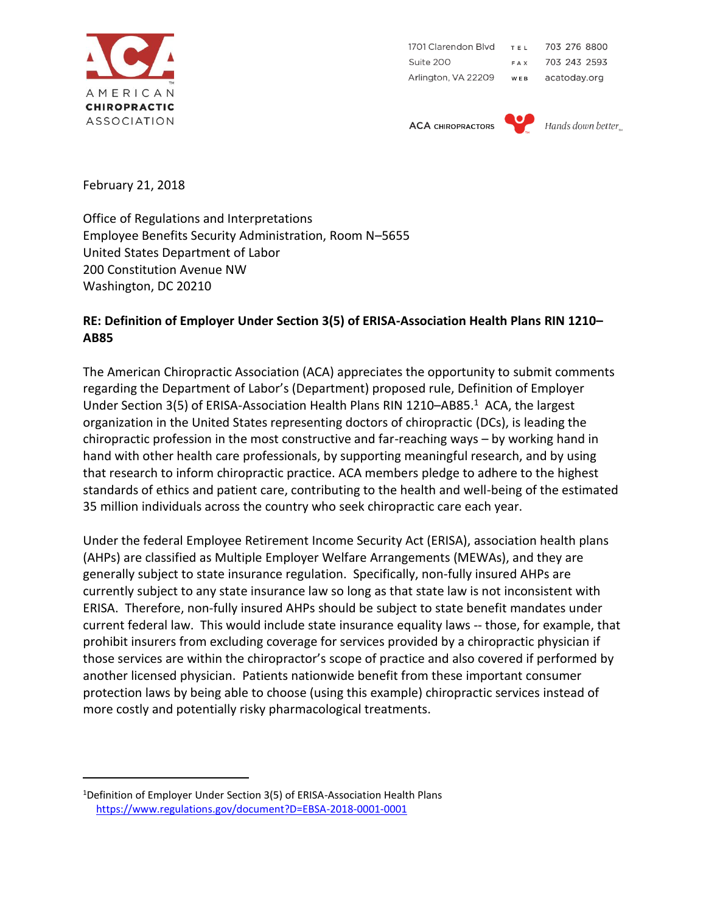AMERICAN CHIROPRACTIC ASSOCIATION

1701 Clarendon Blvd
Suite 200
Arlington, VA 22209

TEL 703 276 8800
FAX 703 243 2593
WEB acatoday.org

ACA CHIROPRACTORS — *Hands down better*

February 21, 2018

Office of Regulations and Interpretations
Employee Benefits Security Administration, Room N–5655
United States Department of Labor
200 Constitution Avenue NW
Washington, DC 20210

**RE: Definition of Employer Under Section 3(5) of ERISA-Association Health Plans RIN 1210–AB85**

The American Chiropractic Association (ACA) appreciates the opportunity to submit comments regarding the Department of Labor's (Department) proposed rule, Definition of Employer Under Section 3(5) of ERISA-Association Health Plans RIN 1210–AB85.[1] ACA, the largest organization in the United States representing doctors of chiropractic (DCs), is leading the chiropractic profession in the most constructive and far-reaching ways – by working hand in hand with other health care professionals, by supporting meaningful research, and by using that research to inform chiropractic practice. ACA members pledge to adhere to the highest standards of ethics and patient care, contributing to the health and well-being of the estimated 35 million individuals across the country who seek chiropractic care each year.

Under the federal Employee Retirement Income Security Act (ERISA), association health plans (AHPs) are classified as Multiple Employer Welfare Arrangements (MEWAs), and they are generally subject to state insurance regulation. Specifically, non-fully insured AHPs are currently subject to any state insurance law so long as that state law is not inconsistent with ERISA. Therefore, non-fully insured AHPs should be subject to state benefit mandates under current federal law. This would include state insurance equality laws -- those, for example, that prohibit insurers from excluding coverage for services provided by a chiropractic physician if those services are within the chiropractor's scope of practice and also covered if performed by another licensed physician. Patients nationwide benefit from these important consumer protection laws by being able to choose (using this example) chiropractic services instead of more costly and potentially risky pharmacological treatments.

---

[1]Definition of Employer Under Section 3(5) of ERISA-Association Health Plans https://www.regulations.gov/document?D=EBSA-2018-0001-0001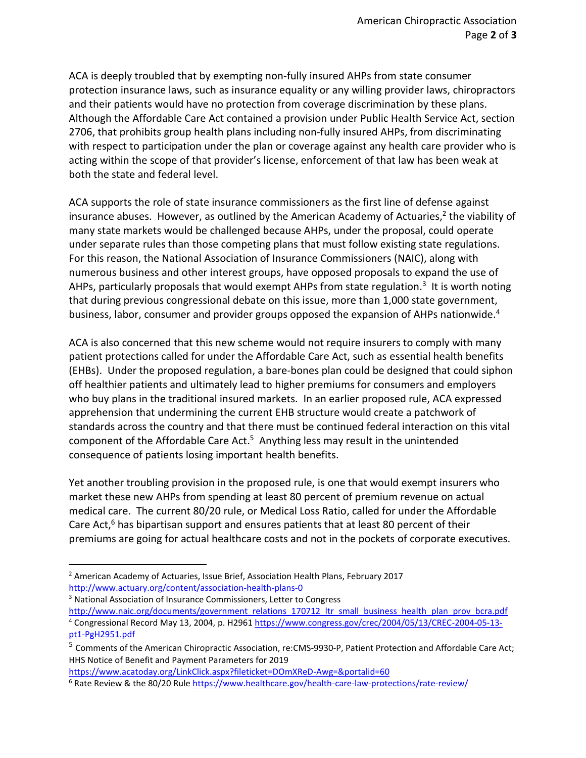ACA is deeply troubled that by exempting non-fully insured AHPs from state consumer protection insurance laws, such as insurance equality or any willing provider laws, chiropractors and their patients would have no protection from coverage discrimination by these plans. Although the Affordable Care Act contained a provision under Public Health Service Act, section 2706, that prohibits group health plans including non-fully insured AHPs, from discriminating with respect to participation under the plan or coverage against any health care provider who is acting within the scope of that provider's license, enforcement of that law has been weak at both the state and federal level.

ACA supports the role of state insurance commissioners as the first line of defense against insurance abuses. However, as outlined by the American Academy of Actuaries,[2] the viability of many state markets would be challenged because AHPs, under the proposal, could operate under separate rules than those competing plans that must follow existing state regulations. For this reason, the National Association of Insurance Commissioners (NAIC), along with numerous business and other interest groups, have opposed proposals to expand the use of AHPs, particularly proposals that would exempt AHPs from state regulation.[3] It is worth noting that during previous congressional debate on this issue, more than 1,000 state government, business, labor, consumer and provider groups opposed the expansion of AHPs nationwide.[4]

ACA is also concerned that this new scheme would not require insurers to comply with many patient protections called for under the Affordable Care Act, such as essential health benefits (EHBs). Under the proposed regulation, a bare-bones plan could be designed that could siphon off healthier patients and ultimately lead to higher premiums for consumers and employers who buy plans in the traditional insured markets. In an earlier proposed rule, ACA expressed apprehension that undermining the current EHB structure would create a patchwork of standards across the country and that there must be continued federal interaction on this vital component of the Affordable Care Act.[5] Anything less may result in the unintended consequence of patients losing important health benefits.

Yet another troubling provision in the proposed rule, is one that would exempt insurers who market these new AHPs from spending at least 80 percent of premium revenue on actual medical care. The current 80/20 rule, or Medical Loss Ratio, called for under the Affordable Care Act,[6] has bipartisan support and ensures patients that at least 80 percent of their premiums are going for actual healthcare costs and not in the pockets of corporate executives.

---

[2] American Academy of Actuaries, Issue Brief, Association Health Plans, February 2017 http://www.actuary.org/content/association-health-plans-0

[3] National Association of Insurance Commissioners, Letter to Congress http://www.naic.org/documents/government_relations_170712_ltr_small_business_health_plan_prov_bcra.pdf

[4] Congressional Record May 13, 2004, p. H2961 https://www.congress.gov/crec/2004/05/13/CREC-2004-05-13-pt1-PgH2951.pdf

[5] Comments of the American Chiropractic Association, re:CMS-9930-P, Patient Protection and Affordable Care Act; HHS Notice of Benefit and Payment Parameters for 2019 https://www.acatoday.org/LinkClick.aspx?fileticket=DOmXReD-Awg=&portalid=60

[6] Rate Review & the 80/20 Rule https://www.healthcare.gov/health-care-law-protections/rate-review/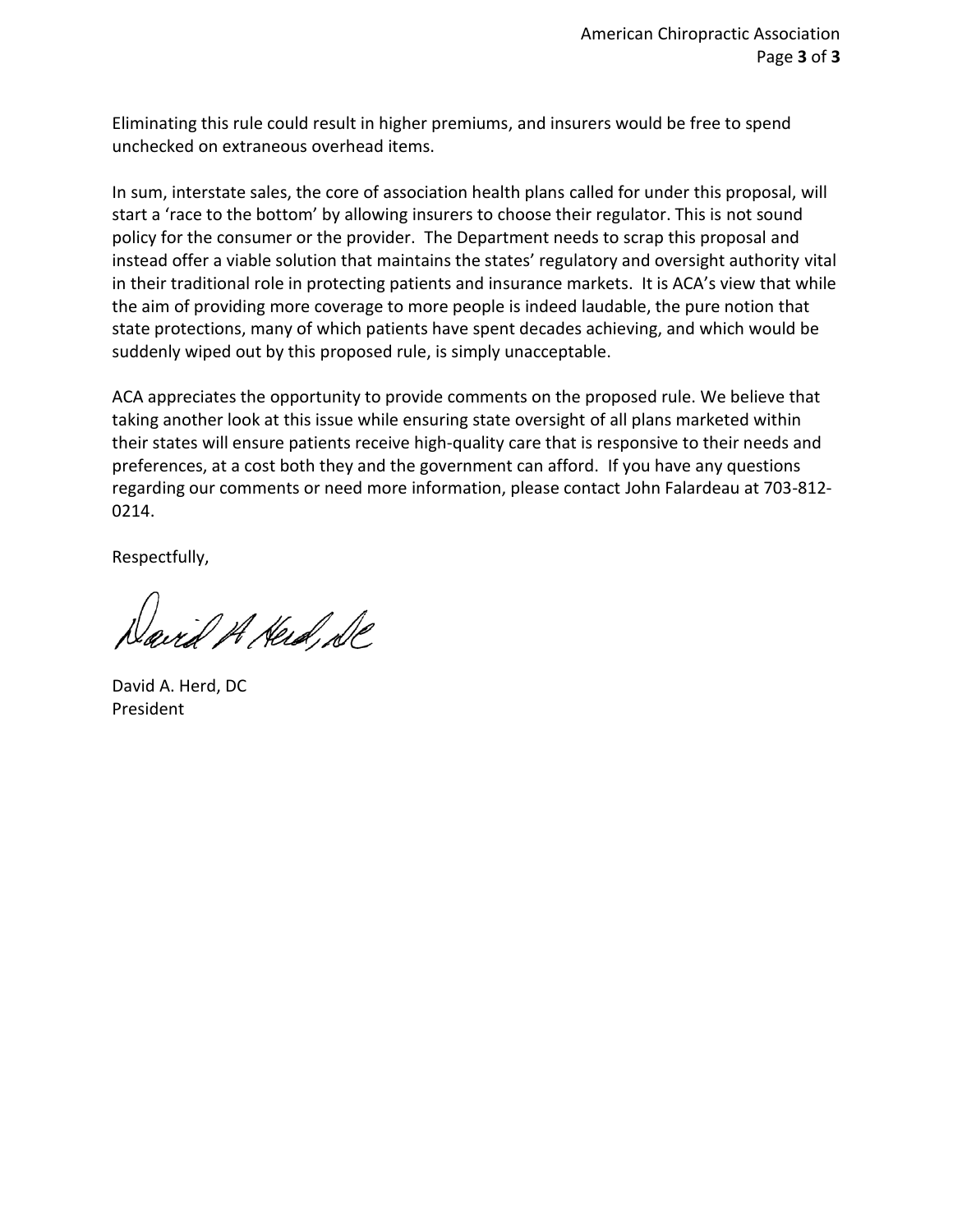Eliminating this rule could result in higher premiums, and insurers would be free to spend unchecked on extraneous overhead items.

In sum, interstate sales, the core of association health plans called for under this proposal, will start a 'race to the bottom' by allowing insurers to choose their regulator. This is not sound policy for the consumer or the provider. The Department needs to scrap this proposal and instead offer a viable solution that maintains the states' regulatory and oversight authority vital in their traditional role in protecting patients and insurance markets. It is ACA's view that while the aim of providing more coverage to more people is indeed laudable, the pure notion that state protections, many of which patients have spent decades achieving, and which would be suddenly wiped out by this proposed rule, is simply unacceptable.

ACA appreciates the opportunity to provide comments on the proposed rule. We believe that taking another look at this issue while ensuring state oversight of all plans marketed within their states will ensure patients receive high-quality care that is responsive to their needs and preferences, at a cost both they and the government can afford. If you have any questions regarding our comments or need more information, please contact John Falardeau at 703-812-0214.

Respectfully,

David A. Herd, DC

David A. Herd, DC
President